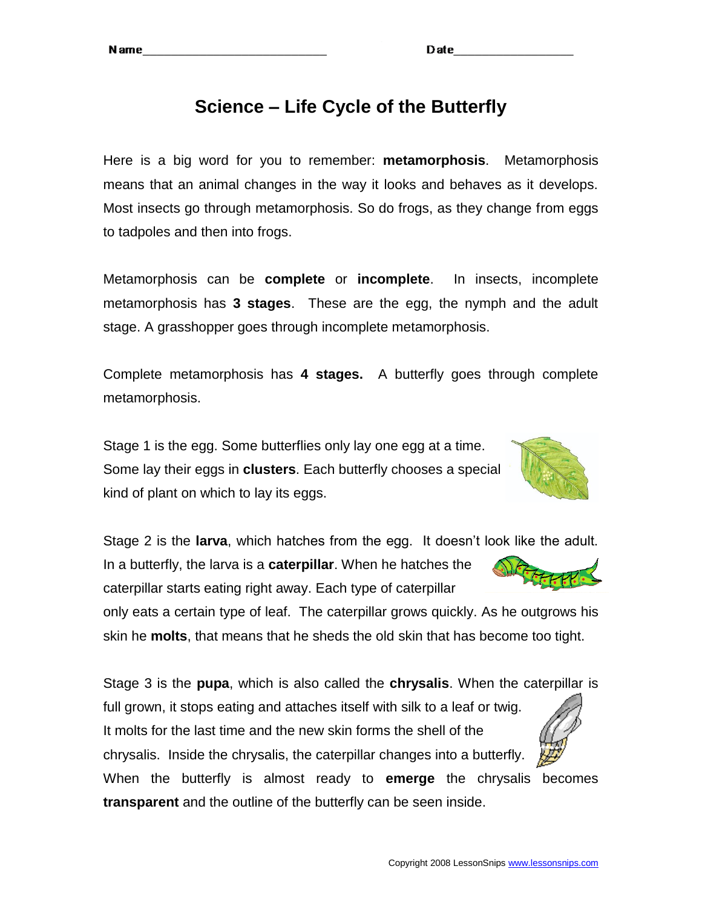Name___________________________ Date_________________

# Science – Life Cycle of the Butterfly

Here is a big word for you to remember: **metamorphosis**. Metamorphosis means that an animal changes in the way it looks and behaves as it develops. Most insects go through metamorphosis. So do frogs, as they change from eggs to tadpoles and then into frogs.

Metamorphosis can be **complete** or **incomplete**. In insects, incomplete metamorphosis has **3 stages**. These are the egg, the nymph and the adult stage. A grasshopper goes through incomplete metamorphosis.

Complete metamorphosis has **4 stages.** A butterfly goes through complete metamorphosis.

Stage 1 is the egg. Some butterflies only lay one egg at a time. Some lay their eggs in **clusters**. Each butterfly chooses a special kind of plant on which to lay its eggs.

Stage 2 is the **larva**, which hatches from the egg. It doesn't look like the adult. In a butterfly, the larva is a **caterpillar**. When he hatches the caterpillar starts eating right away. Each type of caterpillar only eats a certain type of leaf. The caterpillar grows quickly. As he outgrows his skin he **molts**, that means that he sheds the old skin that has become too tight.

Stage 3 is the **pupa**, which is also called the **chrysalis**. When the caterpillar is full grown, it stops eating and attaches itself with silk to a leaf or twig. It molts for the last time and the new skin forms the shell of the chrysalis. Inside the chrysalis, the caterpillar changes into a butterfly. When the butterfly is almost ready to **emerge** the chrysalis becomes **transparent** and the outline of the butterfly can be seen inside.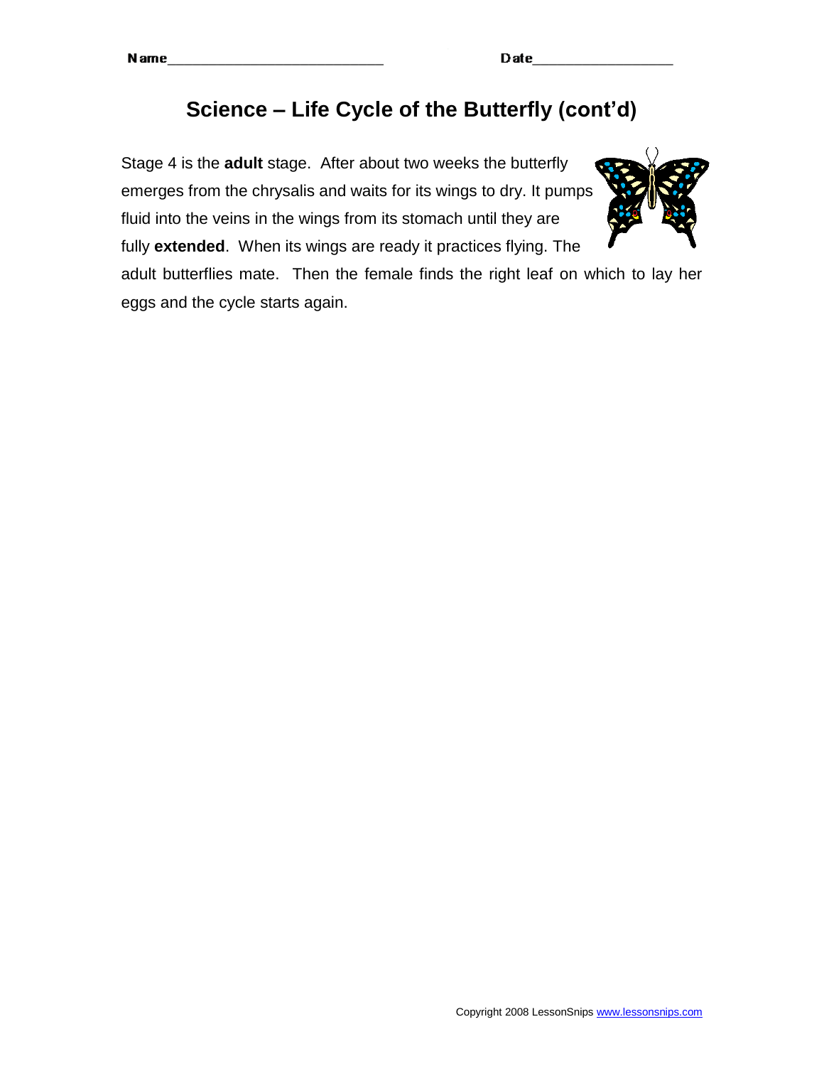Name___________________________ Date_________________

# Science – Life Cycle of the Butterfly (cont'd)

Stage 4 is the **adult** stage. After about two weeks the butterfly emerges from the chrysalis and waits for its wings to dry. It pumps fluid into the veins in the wings from its stomach until they are fully **extended**. When its wings are ready it practices flying. The adult butterflies mate. Then the female finds the right leaf on which to lay her eggs and the cycle starts again.

Copyright 2008 LessonSnips www.lessonsnips.com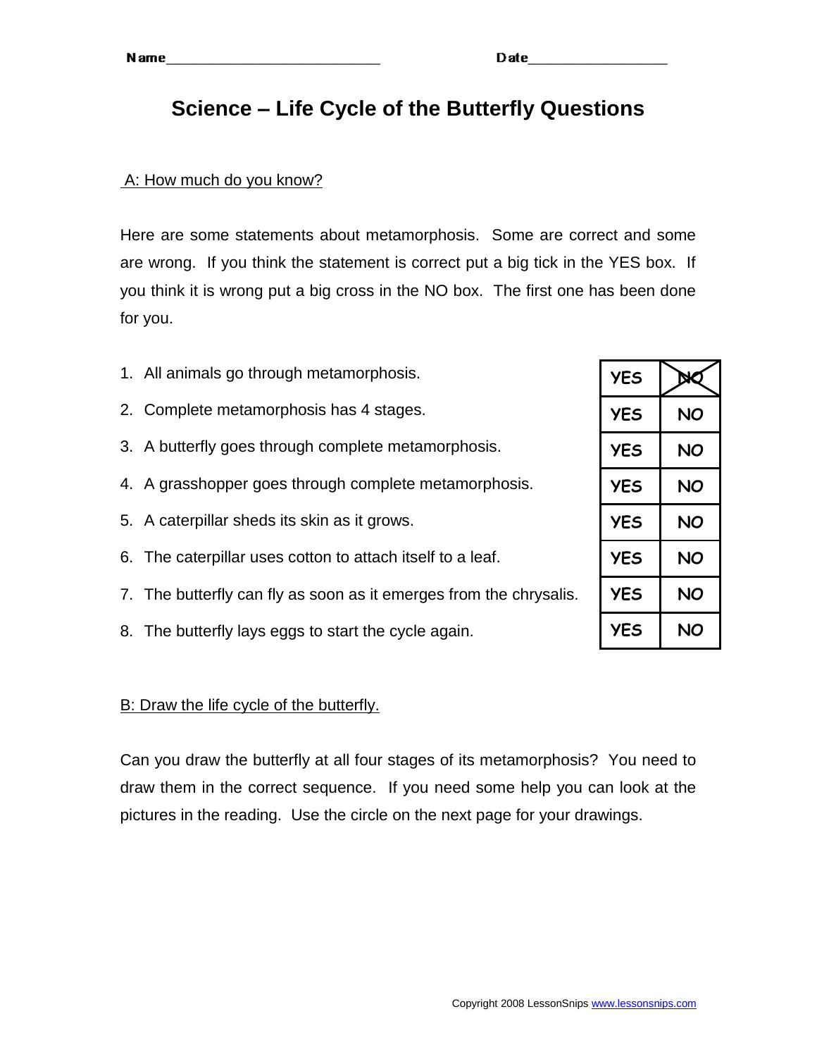Name___________________________ Date_________________

# Science – Life Cycle of the Butterfly Questions

## A: How much do you know?

Here are some statements about metamorphosis. Some are correct and some are wrong. If you think the statement is correct put a big tick in the YES box. If you think it is wrong put a big cross in the NO box. The first one has been done for you.

| Statement | | |
|---|---|---|
| 1. All animals go through metamorphosis. | YES | ~~NO~~ (crossed) |
| 2. Complete metamorphosis has 4 stages. | YES | NO |
| 3. A butterfly goes through complete metamorphosis. | YES | NO |
| 4. A grasshopper goes through complete metamorphosis. | YES | NO |
| 5. A caterpillar sheds its skin as it grows. | YES | NO |
| 6. The caterpillar uses cotton to attach itself to a leaf. | YES | NO |
| 7. The butterfly can fly as soon as it emerges from the chrysalis. | YES | NO |
| 8. The butterfly lays eggs to start the cycle again. | YES | NO |

## B: Draw the life cycle of the butterfly.

Can you draw the butterfly at all four stages of its metamorphosis? You need to draw them in the correct sequence. If you need some help you can look at the pictures in the reading. Use the circle on the next page for your drawings.

Copyright 2008 LessonSnips www.lessonsnips.com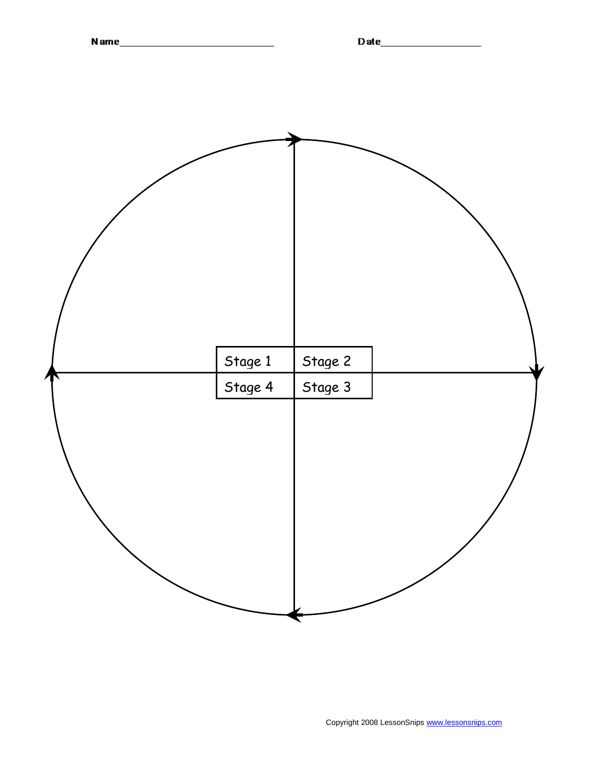Name___________________________ Date_________________

| Stage 1 | Stage 2 |
| --- | --- |
| Stage 4 | Stage 3 |

Copyright 2008 LessonSnips www.lessonsnips.com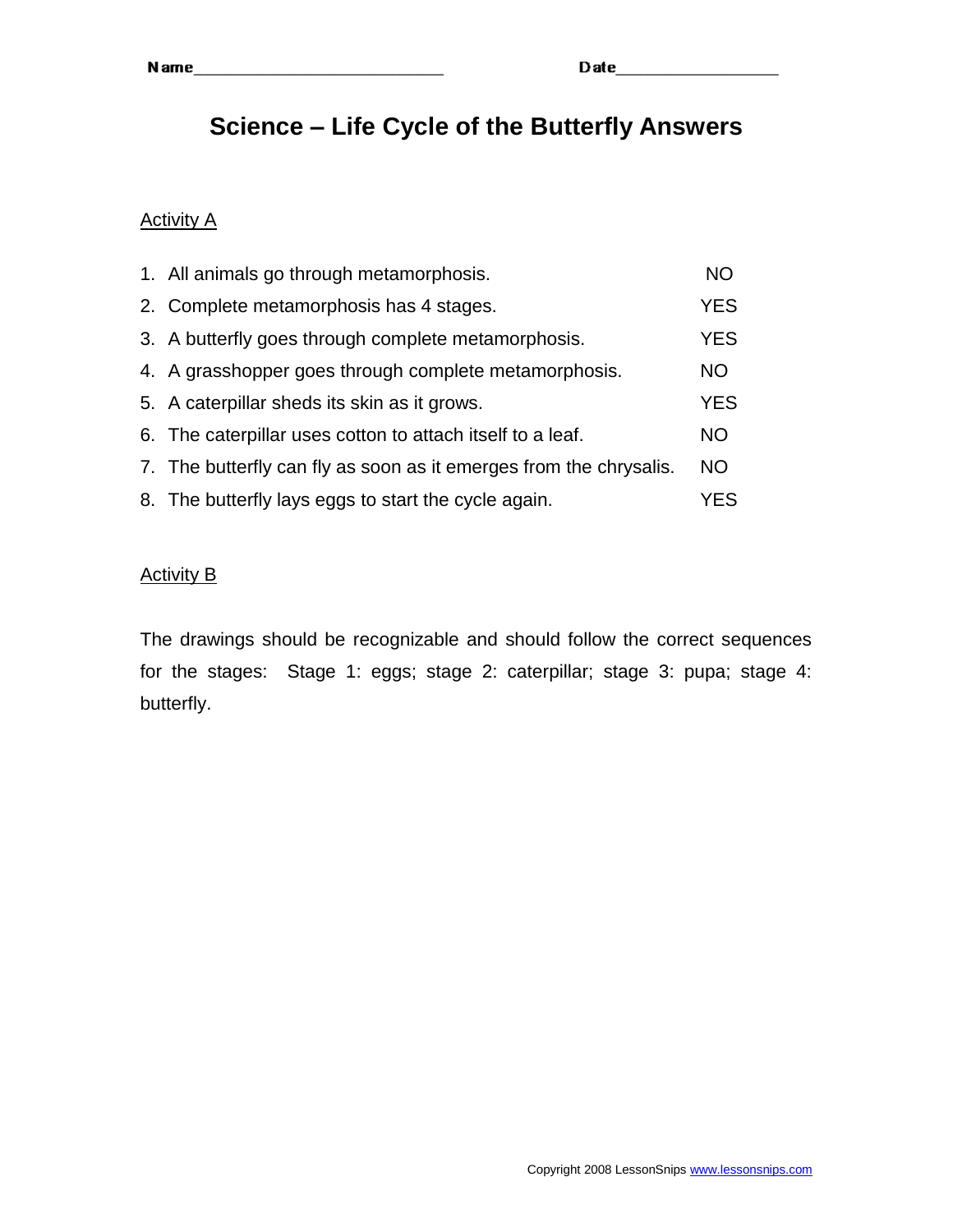Name___________________________ Date_________________

# Science – Life Cycle of the Butterfly Answers

Activity A

1. All animals go through metamorphosis. NO
2. Complete metamorphosis has 4 stages. YES
3. A butterfly goes through complete metamorphosis. YES
4. A grasshopper goes through complete metamorphosis. NO
5. A caterpillar sheds its skin as it grows. YES
6. The caterpillar uses cotton to attach itself to a leaf. NO
7. The butterfly can fly as soon as it emerges from the chrysalis. NO
8. The butterfly lays eggs to start the cycle again. YES

Activity B

The drawings should be recognizable and should follow the correct sequences for the stages: Stage 1: eggs; stage 2: caterpillar; stage 3: pupa; stage 4: butterfly.

Copyright 2008 LessonSnips www.lessonsnips.com